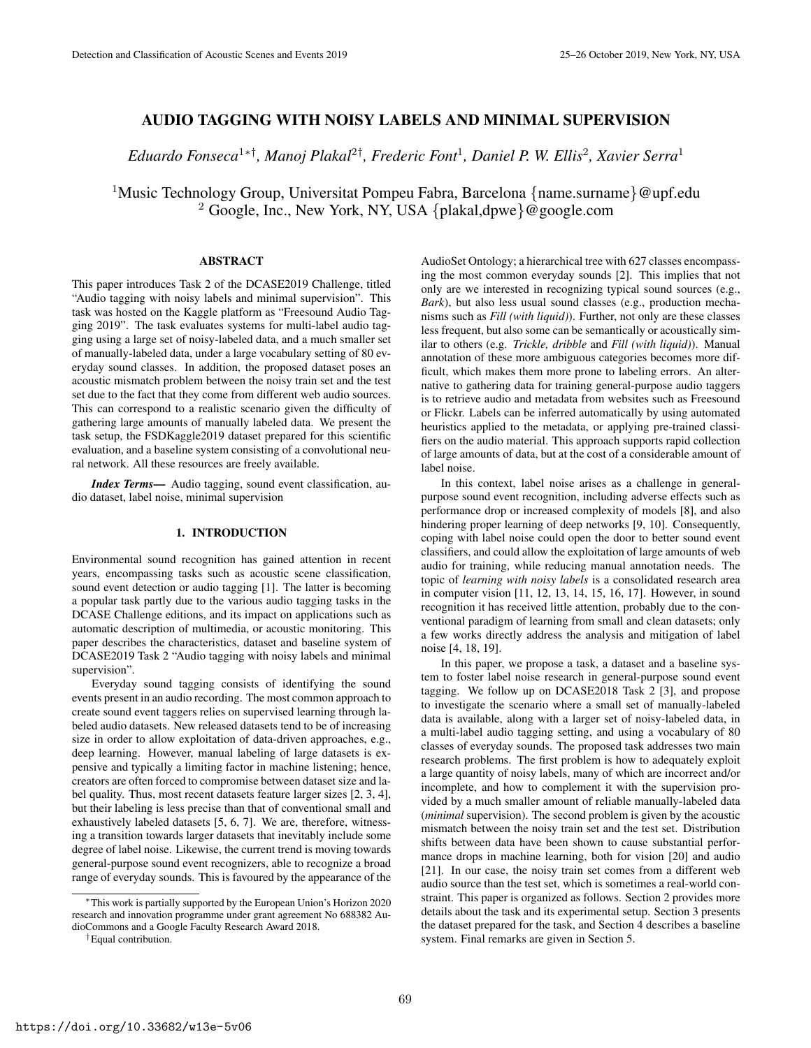# AUDIO TAGGING WITH NOISY LABELS AND MINIMAL SUPERVISION

*Eduardo Fonseca*[1*†], *Manoj Plakal*[2†], *Frederic Font*[1], *Daniel P. W. Ellis*[2], *Xavier Serra*[1]

[1]Music Technology Group, Universitat Pompeu Fabra, Barcelona {name.surname}@upf.edu
[2] Google, Inc., New York, NY, USA {plakal,dpwe}@google.com

## ABSTRACT

This paper introduces Task 2 of the DCASE2019 Challenge, titled "Audio tagging with noisy labels and minimal supervision". This task was hosted on the Kaggle platform as "Freesound Audio Tagging 2019". The task evaluates systems for multi-label audio tagging using a large set of noisy-labeled data, and a much smaller set of manually-labeled data, under a large vocabulary setting of 80 everyday sound classes. In addition, the proposed dataset poses an acoustic mismatch problem between the noisy train set and the test set due to the fact that they come from different web audio sources. This can correspond to a realistic scenario given the difficulty of gathering large amounts of manually labeled data. We present the task setup, the FSDKaggle2019 dataset prepared for this scientific evaluation, and a baseline system consisting of a convolutional neural network. All these resources are freely available.

***Index Terms*—** Audio tagging, sound event classification, audio dataset, label noise, minimal supervision

## 1. INTRODUCTION

Environmental sound recognition has gained attention in recent years, encompassing tasks such as acoustic scene classification, sound event detection or audio tagging [1]. The latter is becoming a popular task partly due to the various audio tagging tasks in the DCASE Challenge editions, and its impact on applications such as automatic description of multimedia, or acoustic monitoring. This paper describes the characteristics, dataset and baseline system of DCASE2019 Task 2 "Audio tagging with noisy labels and minimal supervision".

Everyday sound tagging consists of identifying the sound events present in an audio recording. The most common approach to create sound event taggers relies on supervised learning through labeled audio datasets. New released datasets tend to be of increasing size in order to allow exploitation of data-driven approaches, e.g., deep learning. However, manual labeling of large datasets is expensive and typically a limiting factor in machine learning; hence, creators are often forced to compromise between dataset size and label quality. Thus, most recent datasets feature larger sizes [2, 3, 4], but their labeling is less precise than that of conventional small and exhaustively labeled datasets [5, 6, 7]. We are, therefore, witnessing a transition towards larger datasets that inevitably include some degree of label noise. Likewise, the current trend is moving towards general-purpose sound event recognizers, able to recognize a broad range of everyday sounds. This is favoured by the appearance of the AudioSet Ontology; a hierarchical tree with 627 classes encompassing the most common everyday sounds [2]. This implies that not only are we interested in recognizing typical sound sources (e.g., *Bark*), but also less usual sound classes (e.g., production mechanisms such as *Fill (with liquid)*). Further, not only are these classes less frequent, but also some can be semantically or acoustically similar to others (e.g. *Trickle, dribble* and *Fill (with liquid)*). Manual annotation of these more ambiguous categories becomes more difficult, which makes them more prone to labeling errors. An alternative to gathering data for training general-purpose audio taggers is to retrieve audio and metadata from websites such as Freesound or Flickr. Labels can be inferred automatically by using automated heuristics applied to the metadata, or applying pre-trained classifiers on the audio material. This approach supports rapid collection of large amounts of data, but at the cost of a considerable amount of label noise.

In this context, label noise arises as a challenge in general-purpose sound event recognition, including adverse effects such as performance drop or increased complexity of models [8], and also hindering proper learning of deep networks [9, 10]. Consequently, coping with label noise could open the door to better sound event classifiers, and could allow the exploitation of large amounts of web audio for training, while reducing manual annotation needs. The topic of *learning with noisy labels* is a consolidated research area in computer vision [11, 12, 13, 14, 15, 16, 17]. However, in sound recognition it has received little attention, probably due to the conventional paradigm of learning from small and clean datasets; only a few works directly address the analysis and mitigation of label noise [4, 18, 19].

In this paper, we propose a task, a dataset and a baseline system to foster label noise research in general-purpose sound event tagging. We follow up on DCASE2018 Task 2 [3], and propose to investigate the scenario where a small set of manually-labeled data is available, along with a larger set of noisy-labeled data, in a multi-label audio tagging setting, and using a vocabulary of 80 classes of everyday sounds. The proposed task addresses two main research problems. The first problem is how to adequately exploit a large quantity of noisy labels, many of which are incorrect and/or incomplete, and how to complement it with the supervision provided by a much smaller amount of reliable manually-labeled data (*minimal* supervision). The second problem is given by the acoustic mismatch between the noisy train set and the test set. Distribution shifts between data have been shown to cause substantial performance drops in machine learning, both for vision [20] and audio [21]. In our case, the noisy train set comes from a different web audio source than the test set, which is sometimes a real-world constraint. This paper is organized as follows. Section 2 provides more details about the task and its experimental setup. Section 3 presents the dataset prepared for the task, and Section 4 describes a baseline system. Final remarks are given in Section 5.

---

*This work is partially supported by the European Union's Horizon 2020 research and innovation programme under grant agreement No 688382 AudioCommons and a Google Faculty Research Award 2018.

†Equal contribution.

https://doi.org/10.33682/w13e-5v06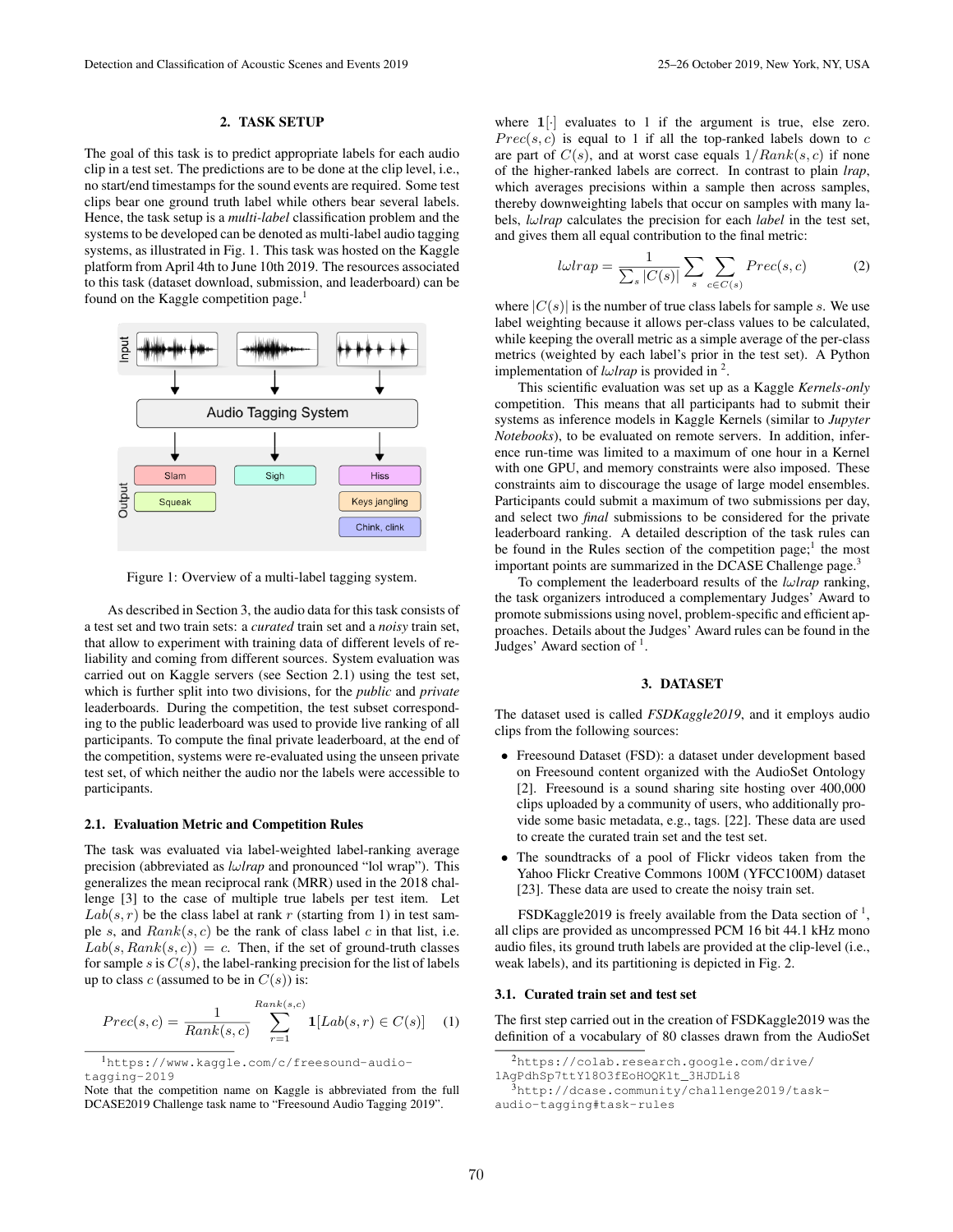## 2. TASK SETUP

The goal of this task is to predict appropriate labels for each audio clip in a test set. The predictions are to be done at the clip level, i.e., no start/end timestamps for the sound events are required. Some test clips bear one ground truth label while others bear several labels. Hence, the task setup is a *multi-label* classification problem and the systems to be developed can be denoted as multi-label audio tagging systems, as illustrated in Fig. 1. This task was hosted on the Kaggle platform from April 4th to June 10th 2019. The resources associated to this task (dataset download, submission, and leaderboard) can be found on the Kaggle competition page.[1]

Figure 1: Overview of a multi-label tagging system.

As described in Section 3, the audio data for this task consists of a test set and two train sets: a *curated* train set and a *noisy* train set, that allow to experiment with training data of different levels of reliability and coming from different sources. System evaluation was carried out on Kaggle servers (see Section 2.1) using the test set, which is further split into two divisions, for the *public* and *private* leaderboards. During the competition, the test subset corresponding to the public leaderboard was used to provide live ranking of all participants. To compute the final private leaderboard, at the end of the competition, systems were re-evaluated using the unseen private test set, of which neither the audio nor the labels were accessible to participants.

### 2.1. Evaluation Metric and Competition Rules

The task was evaluated via label-weighted label-ranking average precision (abbreviated as *lωlrap* and pronounced "lol wrap"). This generalizes the mean reciprocal rank (MRR) used in the 2018 challenge [3] to the case of multiple true labels per test item. Let $Lab(s, r)$ be the class label at rank $r$ (starting from 1) in test sample $s$, and $Rank(s, c)$ be the rank of class label $c$ in that list, i.e. $Lab(s, Rank(s, c)) = c$. Then, if the set of ground-truth classes for sample $s$ is $C(s)$, the label-ranking precision for the list of labels up to class $c$ (assumed to be in $C(s)$) is:

$$Prec(s, c) = \frac{1}{Rank(s, c)} \sum_{r=1}^{Rank(s,c)} \mathbf{1}[Lab(s, r) \in C(s)] \quad (1)$$

where $\mathbf{1}[\cdot]$ evaluates to 1 if the argument is true, else zero. $Prec(s, c)$ is equal to 1 if all the top-ranked labels down to $c$ are part of $C(s)$, and at worst case equals $1/Rank(s, c)$ if none of the higher-ranked labels are correct. In contrast to plain *lrap*, which averages precisions within a sample then across samples, thereby downweighting labels that occur on samples with many labels, *lωlrap* calculates the precision for each *label* in the test set, and gives them all equal contribution to the final metric:

$$l\omega lrap = \frac{1}{\sum_s |C(s)|} \sum_s \sum_{c \in C(s)} Prec(s, c) \quad (2)$$

where $|C(s)|$ is the number of true class labels for sample $s$. We use label weighting because it allows per-class values to be calculated, while keeping the overall metric as a simple average of the per-class metrics (weighted by each label's prior in the test set). A Python implementation of *lωlrap* is provided in [2].

This scientific evaluation was set up as a Kaggle *Kernels-only* competition. This means that all participants had to submit their systems as inference models in Kaggle Kernels (similar to *Jupyter Notebooks*), to be evaluated on remote servers. In addition, inference run-time was limited to a maximum of one hour in a Kernel with one GPU, and memory constraints were also imposed. These constraints aim to discourage the usage of large model ensembles. Participants could submit a maximum of two submissions per day, and select two *final* submissions to be considered for the private leaderboard ranking. A detailed description of the task rules can be found in the Rules section of the competition page;[1] the most important points are summarized in the DCASE Challenge page.[3]

To complement the leaderboard results of the *lωlrap* ranking, the task organizers introduced a complementary Judges' Award to promote submissions using novel, problem-specific and efficient approaches. Details about the Judges' Award rules can be found in the Judges' Award section of [1].

## 3. DATASET

The dataset used is called *FSDKaggle2019*, and it employs audio clips from the following sources:

- Freesound Dataset (FSD): a dataset under development based on Freesound content organized with the AudioSet Ontology [2]. Freesound is a sound sharing site hosting over 400,000 clips uploaded by a community of users, who additionally provide some basic metadata, e.g., tags. [22]. These data are used to create the curated train set and the test set.
- The soundtracks of a pool of Flickr videos taken from the Yahoo Flickr Creative Commons 100M (YFCC100M) dataset [23]. These data are used to create the noisy train set.

FSDKaggle2019 is freely available from the Data section of [1], all clips are provided as uncompressed PCM 16 bit 44.1 kHz mono audio files, its ground truth labels are provided at the clip-level (i.e., weak labels), and its partitioning is depicted in Fig. 2.

### 3.1. Curated train set and test set

The first step carried out in the creation of FSDKaggle2019 was the definition of a vocabulary of 80 classes drawn from the AudioSet

---

[1] https://www.kaggle.com/c/freesound-audio-tagging-2019
Note that the competition name on Kaggle is abbreviated from the full DCASE2019 Challenge task name to "Freesound Audio Tagging 2019".

[2] https://colab.research.google.com/drive/1AgPdhSp7ttY18O3fEoHOQKlt_3HJDLi8

[3] http://dcase.community/challenge2019/task-audio-tagging#task-rules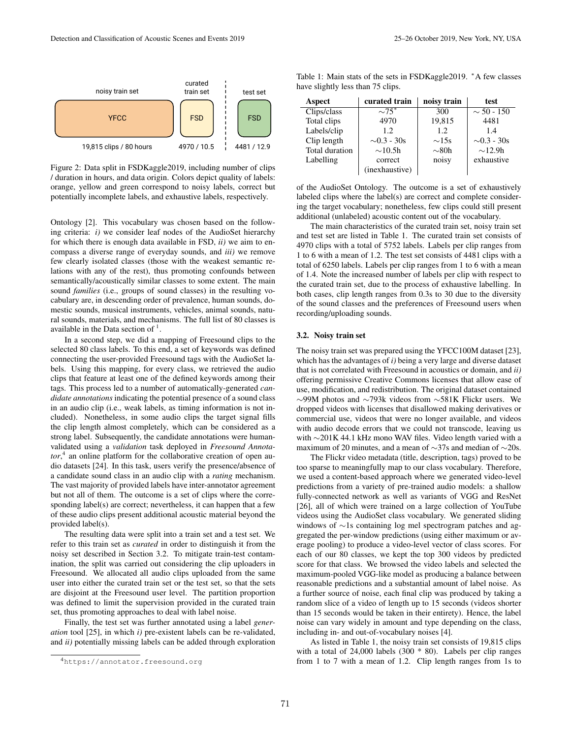noisy train set | curated train set | test set

YFCC | FSD | FSD

19,815 clips / 80 hours | 4970 / 10.5 | 4481 / 12.9

Figure 2: Data split in FSDKaggle2019, including number of clips / duration in hours, and data origin. Colors depict quality of labels: orange, yellow and green correspond to noisy labels, correct but potentially incomplete labels, and exhaustive labels, respectively.

Ontology [2]. This vocabulary was chosen based on the following criteria: *i)* we consider leaf nodes of the AudioSet hierarchy for which there is enough data available in FSD, *ii)* we aim to encompass a diverse range of everyday sounds, and *iii)* we remove few clearly isolated classes (those with the weakest semantic relations with any of the rest), thus promoting confounds between semantically/acoustically similar classes to some extent. The main sound *families* (i.e., groups of sound classes) in the resulting vocabulary are, in descending order of prevalence, human sounds, domestic sounds, musical instruments, vehicles, animal sounds, natural sounds, materials, and mechanisms. The full list of 80 classes is available in the Data section of [1].

In a second step, we did a mapping of Freesound clips to the selected 80 class labels. To this end, a set of keywords was defined connecting the user-provided Freesound tags with the AudioSet labels. Using this mapping, for every class, we retrieved the audio clips that feature at least one of the defined keywords among their tags. This process led to a number of automatically-generated *candidate annotations* indicating the potential presence of a sound class in an audio clip (i.e., weak labels, as timing information is not included). Nonetheless, in some audio clips the target signal fills the clip length almost completely, which can be considered as a strong label. Subsequently, the candidate annotations were human-validated using a *validation* task deployed in *Freesound Annotator*,[4] an online platform for the collaborative creation of open audio datasets [24]. In this task, users verify the presence/absence of a candidate sound class in an audio clip with a *rating* mechanism. The vast majority of provided labels have inter-annotator agreement but not all of them. The outcome is a set of clips where the corresponding label(s) are correct; nevertheless, it can happen that a few of these audio clips present additional acoustic material beyond the provided label(s).

The resulting data were split into a train set and a test set. We refer to this train set as *curated* in order to distinguish it from the noisy set described in Section 3.2. To mitigate train-test contamination, the split was carried out considering the clip uploaders in Freesound. We allocated all audio clips uploaded from the same user into either the curated train set or the test set, so that the sets are disjoint at the Freesound user level. The partition proportion was defined to limit the supervision provided in the curated train set, thus promoting approaches to deal with label noise.

Finally, the test set was further annotated using a label *generation* tool [25], in which *i)* pre-existent labels can be re-validated, and *ii)* potentially missing labels can be added through exploration of the AudioSet Ontology. The outcome is a set of exhaustively labeled clips where the label(s) are correct and complete considering the target vocabulary; nonetheless, few clips could still present additional (unlabeled) acoustic content out of the vocabulary.

[4] https://annotator.freesound.org

Table 1: Main stats of the sets in FSDKaggle2019. *A few classes have slightly less than 75 clips.

| Aspect | curated train | noisy train | test |
|---|---|---|---|
| Clips/class | ∼75* | 300 | ∼ 50 - 150 |
| Total clips | 4970 | 19,815 | 4481 |
| Labels/clip | 1.2 | 1.2 | 1.4 |
| Clip length | ∼0.3 - 30s | ∼15s | ∼0.3 - 30s |
| Total duration | ∼10.5h | ∼80h | ∼12.9h |
| Labelling | correct (inexhaustive) | noisy | exhaustive |

The main characteristics of the curated train set, noisy train set and test set are listed in Table 1. The curated train set consists of 4970 clips with a total of 5752 labels. Labels per clip ranges from 1 to 6 with a mean of 1.2. The test set consists of 4481 clips with a total of 6250 labels. Labels per clip ranges from 1 to 6 with a mean of 1.4. Note the increased number of labels per clip with respect to the curated train set, due to the process of exhaustive labelling. In both cases, clip length ranges from 0.3s to 30 due to the diversity of the sound classes and the preferences of Freesound users when recording/uploading sounds.

### 3.2. Noisy train set

The noisy train set was prepared using the YFCC100M dataset [23], which has the advantages of *i)* being a very large and diverse dataset that is not correlated with Freesound in acoustics or domain, and *ii)* offering permissive Creative Commons licenses that allow ease of use, modification, and redistribution. The original dataset contained ∼99M photos and ∼793k videos from ∼581K Flickr users. We dropped videos with licenses that disallowed making derivatives or commercial use, videos that were no longer available, and videos with audio decode errors that we could not transcode, leaving us with ∼201K 44.1 kHz mono WAV files. Video length varied with a maximum of 20 minutes, and a mean of ∼37s and median of ∼20s.

The Flickr video metadata (title, description, tags) proved to be too sparse to meaningfully map to our class vocabulary. Therefore, we used a content-based approach where we generated video-level predictions from a variety of pre-trained audio models: a shallow fully-connected network as well as variants of VGG and ResNet [26], all of which were trained on a large collection of YouTube videos using the AudioSet class vocabulary. We generated sliding windows of ∼1s containing log mel spectrogram patches and aggregated the per-window predictions (using either maximum or average pooling) to produce a video-level vector of class scores. For each of our 80 classes, we kept the top 300 videos by predicted score for that class. We browsed the video labels and selected the maximum-pooled VGG-like model as producing a balance between reasonable predictions and a substantial amount of label noise. As a further source of noise, each final clip was produced by taking a random slice of a video of length up to 15 seconds (videos shorter than 15 seconds would be taken in their entirety). Hence, the label noise can vary widely in amount and type depending on the class, including in- and out-of-vocabulary noises [4].

As listed in Table 1, the noisy train set consists of 19,815 clips with a total of 24,000 labels (300 * 80). Labels per clip ranges from 1 to 7 with a mean of 1.2. Clip length ranges from 1s to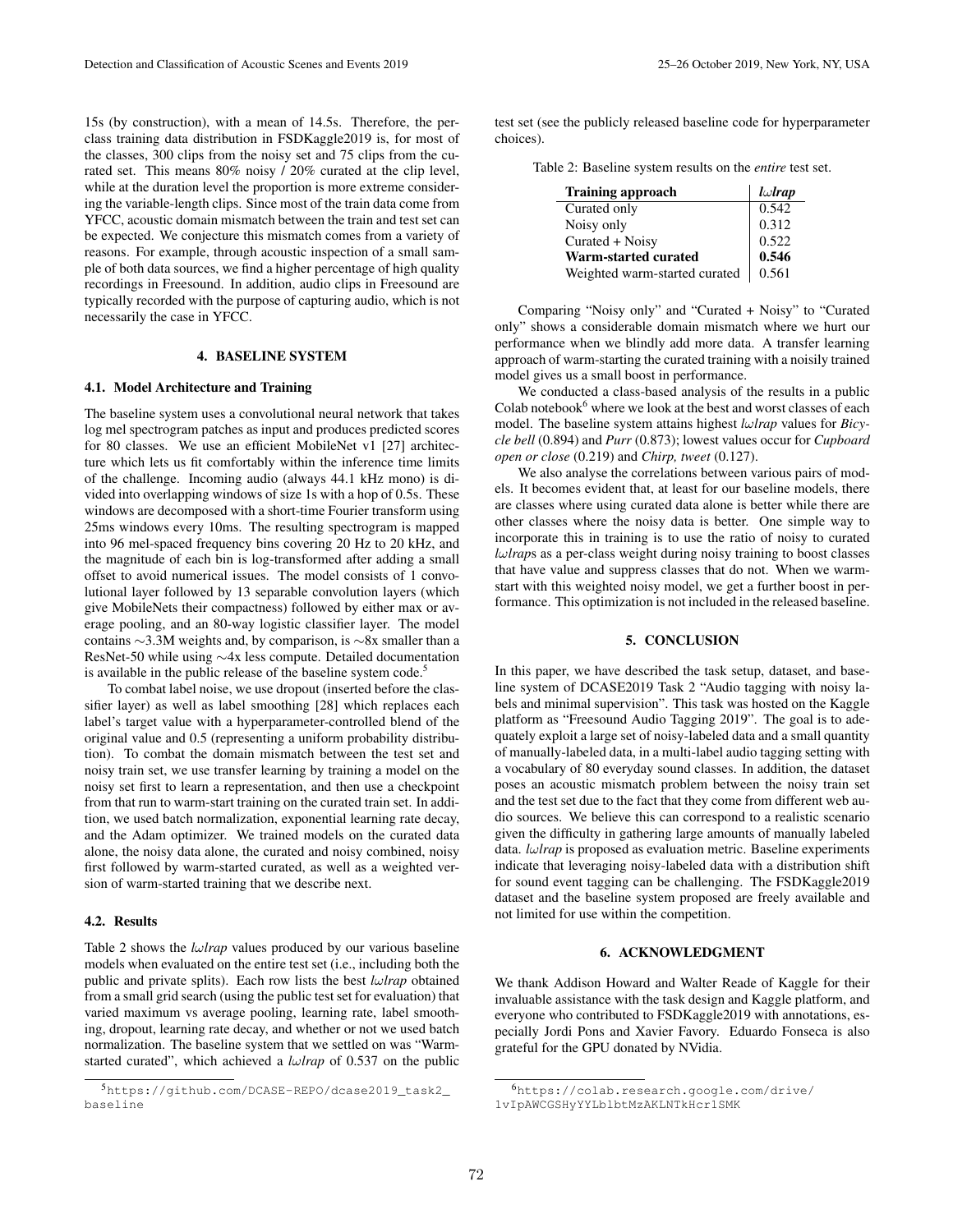15s (by construction), with a mean of 14.5s. Therefore, the per-class training data distribution in FSDKaggle2019 is, for most of the classes, 300 clips from the noisy set and 75 clips from the curated set. This means 80% noisy / 20% curated at the clip level, while at the duration level the proportion is more extreme considering the variable-length clips. Since most of the train data come from YFCC, acoustic domain mismatch between the train and test set can be expected. We conjecture this mismatch comes from a variety of reasons. For example, through acoustic inspection of a small sample of both data sources, we find a higher percentage of high quality recordings in Freesound. In addition, audio clips in Freesound are typically recorded with the purpose of capturing audio, which is not necessarily the case in YFCC.

## 4. BASELINE SYSTEM

### 4.1. Model Architecture and Training

The baseline system uses a convolutional neural network that takes log mel spectrogram patches as input and produces predicted scores for 80 classes. We use an efficient MobileNet v1 [27] architecture which lets us fit comfortably within the inference time limits of the challenge. Incoming audio (always 44.1 kHz mono) is divided into overlapping windows of size 1s with a hop of 0.5s. These windows are decomposed with a short-time Fourier transform using 25ms windows every 10ms. The resulting spectrogram is mapped into 96 mel-spaced frequency bins covering 20 Hz to 20 kHz, and the magnitude of each bin is log-transformed after adding a small offset to avoid numerical issues. The model consists of 1 convolutional layer followed by 13 separable convolution layers (which give MobileNets their compactness) followed by either max or average pooling, and an 80-way logistic classifier layer. The model contains $\sim$3.3M weights and, by comparison, is $\sim$8x smaller than a ResNet-50 while using $\sim$4x less compute. Detailed documentation is available in the public release of the baseline system code.[5]

To combat label noise, we use dropout (inserted before the classifier layer) as well as label smoothing [28] which replaces each label's target value with a hyperparameter-controlled blend of the original value and 0.5 (representing a uniform probability distribution). To combat the domain mismatch between the test set and noisy train set, we use transfer learning by training a model on the noisy set first to learn a representation, and then use a checkpoint from that run to warm-start training on the curated train set. In addition, we used batch normalization, exponential learning rate decay, and the Adam optimizer. We trained models on the curated data alone, the noisy data alone, the curated and noisy combined, noisy first followed by warm-started curated, as well as a weighted version of warm-started training that we describe next.

### 4.2. Results

Table 2 shows the *lωlrap* values produced by our various baseline models when evaluated on the entire test set (i.e., including both the public and private splits). Each row lists the best *lωlrap* obtained from a small grid search (using the public test set for evaluation) that varied maximum vs average pooling, learning rate, label smoothing, dropout, learning rate decay, and whether or not we used batch normalization. The baseline system that we settled on was "Warm-started curated", which achieved a *lωlrap* of 0.537 on the public test set (see the publicly released baseline code for hyperparameter choices).

Table 2: Baseline system results on the *entire* test set.

| **Training approach** | ***lωlrap*** |
|---|---|
| Curated only | 0.542 |
| Noisy only | 0.312 |
| Curated + Noisy | 0.522 |
| **Warm-started curated** | **0.546** |
| Weighted warm-started curated | 0.561 |

Comparing "Noisy only" and "Curated + Noisy" to "Curated only" shows a considerable domain mismatch where we hurt our performance when we blindly add more data. A transfer learning approach of warm-starting the curated training with a noisily trained model gives us a small boost in performance.

We conducted a class-based analysis of the results in a public Colab notebook[6] where we look at the best and worst classes of each model. The baseline system attains highest *lωlrap* values for *Bicycle bell* (0.894) and *Purr* (0.873); lowest values occur for *Cupboard open or close* (0.219) and *Chirp, tweet* (0.127).

We also analyse the correlations between various pairs of models. It becomes evident that, at least for our baseline models, there are classes where using curated data alone is better while there are other classes where the noisy data is better. One simple way to incorporate this in training is to use the ratio of noisy to curated *lωlrap*s as a per-class weight during noisy training to boost classes that have value and suppress classes that do not. When we warm-start with this weighted noisy model, we get a further boost in performance. This optimization is not included in the released baseline.

## 5. CONCLUSION

In this paper, we have described the task setup, dataset, and baseline system of DCASE2019 Task 2 "Audio tagging with noisy labels and minimal supervision". This task was hosted on the Kaggle platform as "Freesound Audio Tagging 2019". The goal is to adequately exploit a large set of noisy-labeled data and a small quantity of manually-labeled data, in a multi-label audio tagging setting with a vocabulary of 80 everyday sound classes. In addition, the dataset poses an acoustic mismatch problem between the noisy train set and the test set due to the fact that they come from different web audio sources. We believe this can correspond to a realistic scenario given the difficulty in gathering large amounts of manually labeled data. *lωlrap* is proposed as evaluation metric. Baseline experiments indicate that leveraging noisy-labeled data with a distribution shift for sound event tagging can be challenging. The FSDKaggle2019 dataset and the baseline system proposed are freely available and not limited for use within the competition.

## 6. ACKNOWLEDGMENT

We thank Addison Howard and Walter Reade of Kaggle for their invaluable assistance with the task design and Kaggle platform, and everyone who contributed to FSDKaggle2019 with annotations, especially Jordi Pons and Xavier Favory. Eduardo Fonseca is also grateful for the GPU donated by NVidia.

---

[5] https://github.com/DCASE-REPO/dcase2019_task2_baseline

[6] https://colab.research.google.com/drive/1vIpAWCGSHyYYLblbtMzAKLNTkHcr1SMK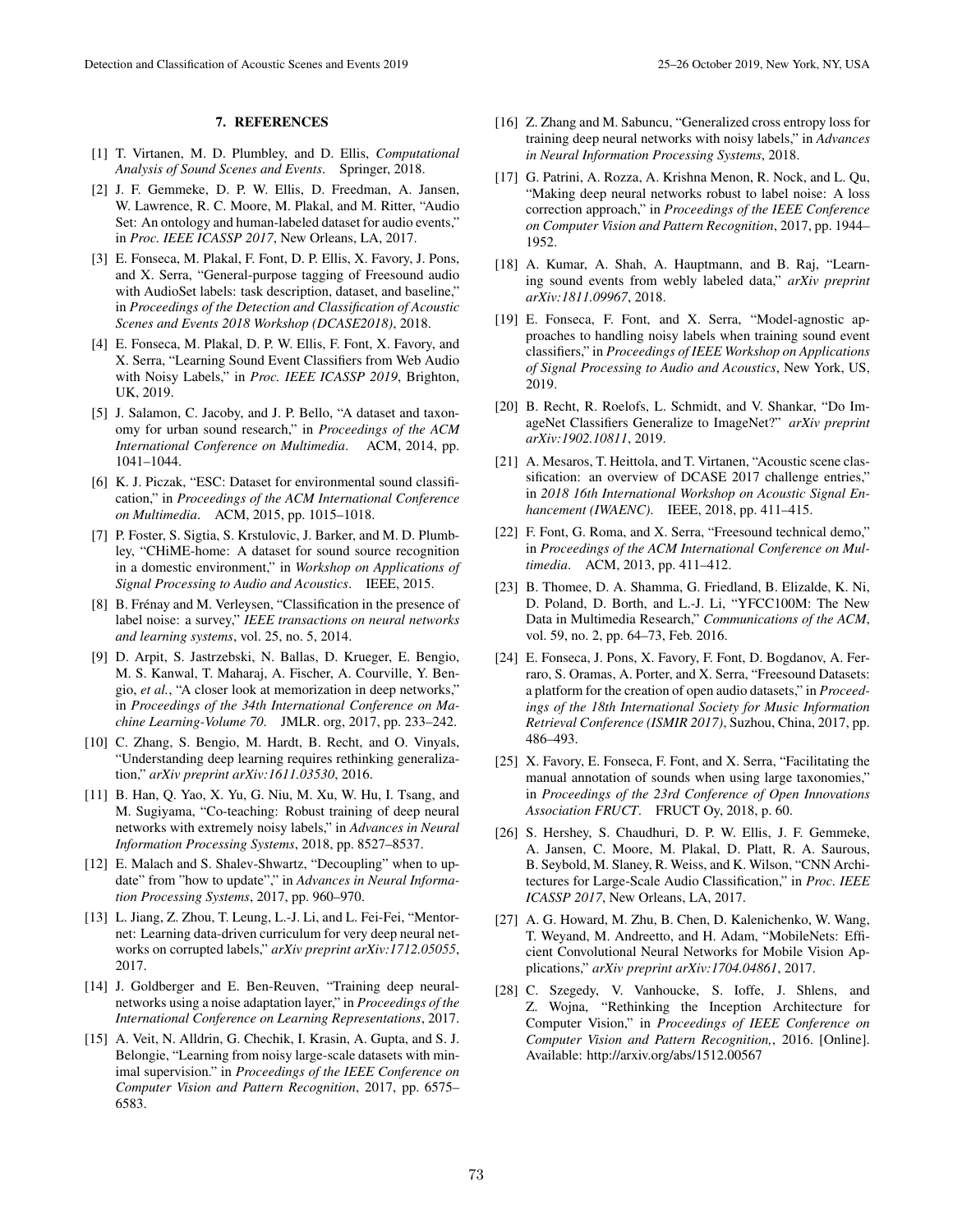## 7. REFERENCES

[1] T. Virtanen, M. D. Plumbley, and D. Ellis, *Computational Analysis of Sound Scenes and Events*. Springer, 2018.

[2] J. F. Gemmeke, D. P. W. Ellis, D. Freedman, A. Jansen, W. Lawrence, R. C. Moore, M. Plakal, and M. Ritter, "Audio Set: An ontology and human-labeled dataset for audio events," in *Proc. IEEE ICASSP 2017*, New Orleans, LA, 2017.

[3] E. Fonseca, M. Plakal, F. Font, D. P. Ellis, X. Favory, J. Pons, and X. Serra, "General-purpose tagging of Freesound audio with AudioSet labels: task description, dataset, and baseline," in *Proceedings of the Detection and Classification of Acoustic Scenes and Events 2018 Workshop (DCASE2018)*, 2018.

[4] E. Fonseca, M. Plakal, D. P. W. Ellis, F. Font, X. Favory, and X. Serra, "Learning Sound Event Classifiers from Web Audio with Noisy Labels," in *Proc. IEEE ICASSP 2019*, Brighton, UK, 2019.

[5] J. Salamon, C. Jacoby, and J. P. Bello, "A dataset and taxonomy for urban sound research," in *Proceedings of the ACM International Conference on Multimedia*. ACM, 2014, pp. 1041–1044.

[6] K. J. Piczak, "ESC: Dataset for environmental sound classification," in *Proceedings of the ACM International Conference on Multimedia*. ACM, 2015, pp. 1015–1018.

[7] P. Foster, S. Sigtia, S. Krstulovic, J. Barker, and M. D. Plumbley, "CHiME-home: A dataset for sound source recognition in a domestic environment," in *Workshop on Applications of Signal Processing to Audio and Acoustics*. IEEE, 2015.

[8] B. Frénay and M. Verleysen, "Classification in the presence of label noise: a survey," *IEEE transactions on neural networks and learning systems*, vol. 25, no. 5, 2014.

[9] D. Arpit, S. Jastrzebski, N. Ballas, D. Krueger, E. Bengio, M. S. Kanwal, T. Maharaj, A. Fischer, A. Courville, Y. Bengio, *et al.*, "A closer look at memorization in deep networks," in *Proceedings of the 34th International Conference on Machine Learning-Volume 70*. JMLR. org, 2017, pp. 233–242.

[10] C. Zhang, S. Bengio, M. Hardt, B. Recht, and O. Vinyals, "Understanding deep learning requires rethinking generalization," *arXiv preprint arXiv:1611.03530*, 2016.

[11] B. Han, Q. Yao, X. Yu, G. Niu, M. Xu, W. Hu, I. Tsang, and M. Sugiyama, "Co-teaching: Robust training of deep neural networks with extremely noisy labels," in *Advances in Neural Information Processing Systems*, 2018, pp. 8527–8537.

[12] E. Malach and S. Shalev-Shwartz, "Decoupling" when to update" from "how to update"," in *Advances in Neural Information Processing Systems*, 2017, pp. 960–970.

[13] L. Jiang, Z. Zhou, T. Leung, L.-J. Li, and L. Fei-Fei, "Mentornet: Learning data-driven curriculum for very deep neural networks on corrupted labels," *arXiv preprint arXiv:1712.05055*, 2017.

[14] J. Goldberger and E. Ben-Reuven, "Training deep neural-networks using a noise adaptation layer," in *Proceedings of the International Conference on Learning Representations*, 2017.

[15] A. Veit, N. Alldrin, G. Chechik, I. Krasin, A. Gupta, and S. J. Belongie, "Learning from noisy large-scale datasets with minimal supervision." in *Proceedings of the IEEE Conference on Computer Vision and Pattern Recognition*, 2017, pp. 6575–6583.

[16] Z. Zhang and M. Sabuncu, "Generalized cross entropy loss for training deep neural networks with noisy labels," in *Advances in Neural Information Processing Systems*, 2018.

[17] G. Patrini, A. Rozza, A. Krishna Menon, R. Nock, and L. Qu, "Making deep neural networks robust to label noise: A loss correction approach," in *Proceedings of the IEEE Conference on Computer Vision and Pattern Recognition*, 2017, pp. 1944–1952.

[18] A. Kumar, A. Shah, A. Hauptmann, and B. Raj, "Learning sound events from webly labeled data," *arXiv preprint arXiv:1811.09967*, 2018.

[19] E. Fonseca, F. Font, and X. Serra, "Model-agnostic approaches to handling noisy labels when training sound event classifiers," in *Proceedings of IEEE Workshop on Applications of Signal Processing to Audio and Acoustics*, New York, US, 2019.

[20] B. Recht, R. Roelofs, L. Schmidt, and V. Shankar, "Do ImageNet Classifiers Generalize to ImageNet?" *arXiv preprint arXiv:1902.10811*, 2019.

[21] A. Mesaros, T. Heittola, and T. Virtanen, "Acoustic scene classification: an overview of DCASE 2017 challenge entries," in *2018 16th International Workshop on Acoustic Signal Enhancement (IWAENC)*. IEEE, 2018, pp. 411–415.

[22] F. Font, G. Roma, and X. Serra, "Freesound technical demo," in *Proceedings of the ACM International Conference on Multimedia*. ACM, 2013, pp. 411–412.

[23] B. Thomee, D. A. Shamma, G. Friedland, B. Elizalde, K. Ni, D. Poland, D. Borth, and L.-J. Li, "YFCC100M: The New Data in Multimedia Research," *Communications of the ACM*, vol. 59, no. 2, pp. 64–73, Feb. 2016.

[24] E. Fonseca, J. Pons, X. Favory, F. Font, D. Bogdanov, A. Ferraro, S. Oramas, A. Porter, and X. Serra, "Freesound Datasets: a platform for the creation of open audio datasets," in *Proceedings of the 18th International Society for Music Information Retrieval Conference (ISMIR 2017)*, Suzhou, China, 2017, pp. 486–493.

[25] X. Favory, E. Fonseca, F. Font, and X. Serra, "Facilitating the manual annotation of sounds when using large taxonomies," in *Proceedings of the 23rd Conference of Open Innovations Association FRUCT*. FRUCT Oy, 2018, p. 60.

[26] S. Hershey, S. Chaudhuri, D. P. W. Ellis, J. F. Gemmeke, A. Jansen, C. Moore, M. Plakal, D. Platt, R. A. Saurous, B. Seybold, M. Slaney, R. Weiss, and K. Wilson, "CNN Architectures for Large-Scale Audio Classification," in *Proc. IEEE ICASSP 2017*, New Orleans, LA, 2017.

[27] A. G. Howard, M. Zhu, B. Chen, D. Kalenichenko, W. Wang, T. Weyand, M. Andreetto, and H. Adam, "MobileNets: Efficient Convolutional Neural Networks for Mobile Vision Applications," *arXiv preprint arXiv:1704.04861*, 2017.

[28] C. Szegedy, V. Vanhoucke, S. Ioffe, J. Shlens, and Z. Wojna, "Rethinking the Inception Architecture for Computer Vision," in *Proceedings of IEEE Conference on Computer Vision and Pattern Recognition,*, 2016. [Online]. Available: http://arxiv.org/abs/1512.00567